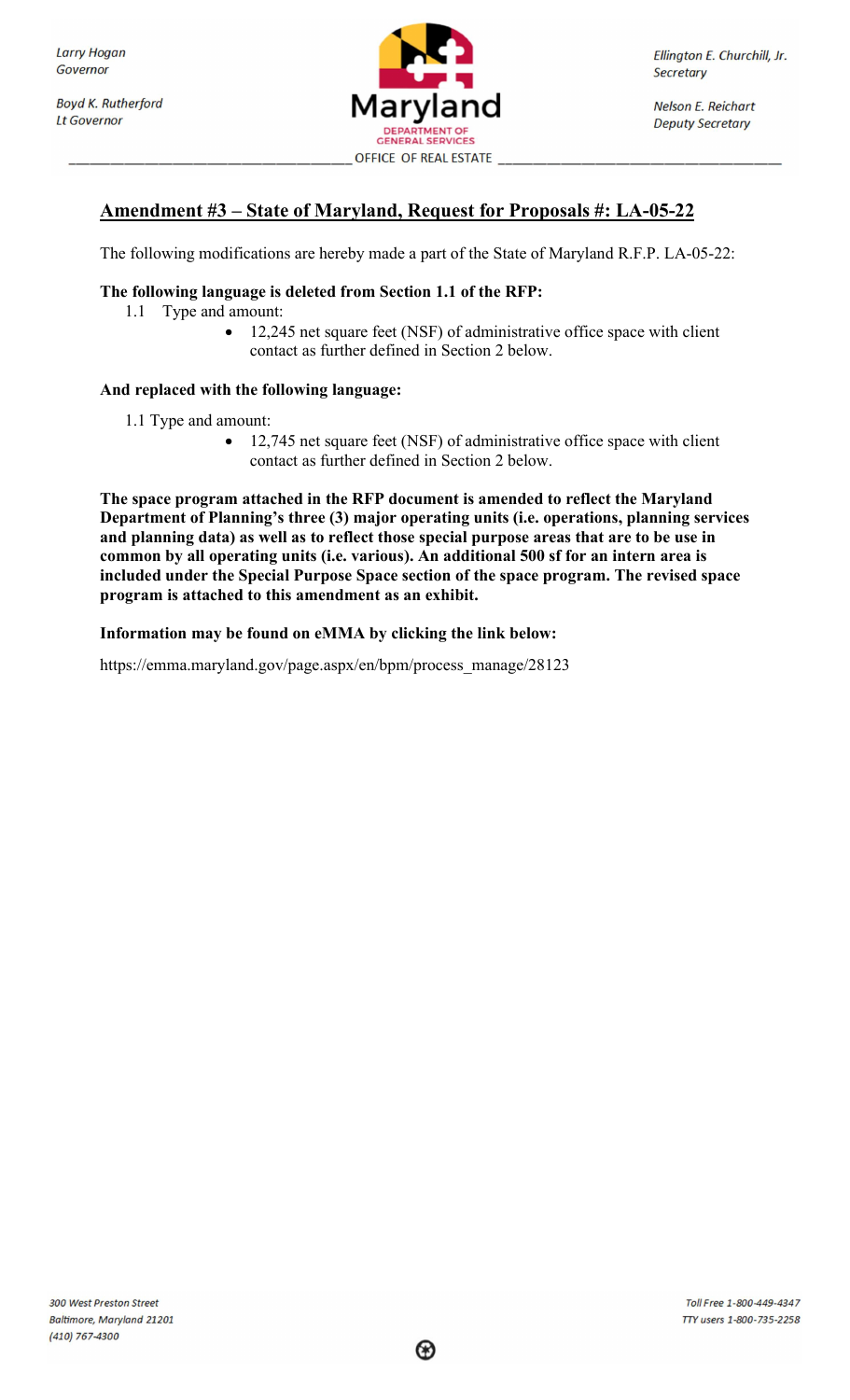Larry Hogan
Governor

Boyd K. Rutherford
Lt Governor

Maryland
DEPARTMENT OF GENERAL SERVICES
OFFICE OF REAL ESTATE

Ellington E. Churchill, Jr.
Secretary

Nelson E. Reichart
Deputy Secretary

## Amendment #3 – State of Maryland, Request for Proposals #: LA-05-22

The following modifications are hereby made a part of the State of Maryland R.F.P. LA-05-22:

**The following language is deleted from Section 1.1 of the RFP:**

1.1 Type and amount:

- 12,245 net square feet (NSF) of administrative office space with client contact as further defined in Section 2 below.

**And replaced with the following language:**

1.1 Type and amount:

- 12,745 net square feet (NSF) of administrative office space with client contact as further defined in Section 2 below.

**The space program attached in the RFP document is amended to reflect the Maryland Department of Planning's three (3) major operating units (i.e. operations, planning services and planning data) as well as to reflect those special purpose areas that are to be use in common by all operating units (i.e. various). An additional 500 sf for an intern area is included under the Special Purpose Space section of the space program. The revised space program is attached to this amendment as an exhibit.**

**Information may be found on eMMA by clicking the link below:**

https://emma.maryland.gov/page.aspx/en/bpm/process_manage/28123

300 West Preston Street
Baltimore, Maryland 21201
(410) 767-4300

Toll Free 1-800-449-4347
TTY users 1-800-735-2258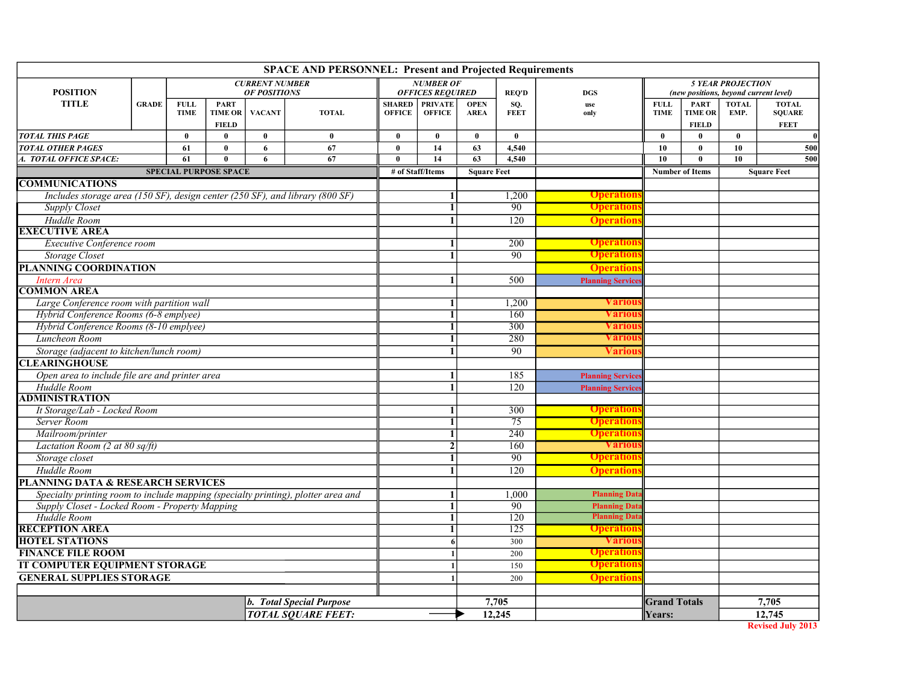# SPACE AND PERSONNEL: Present and Projected Requirements

| POSITION TITLE | GRADE | CURRENT NUMBER OF POSITIONS | | | | NUMBER OF OFFICES REQUIRED | | | REQ'D | DGS | 5 YEAR PROJECTION (new positions, beyond current level) | | | |
|---|---|---|---|---|---|---|---|---|---|---|---|---|---|---|
| | | FULL TIME | PART TIME OR FIELD | VACANT | TOTAL | SHARED OFFICE | PRIVATE OFFICE | OPEN AREA | SQ. FEET | use only | FULL TIME | PART TIME OR FIELD | TOTAL EMP. | TOTAL SQUARE FEET |
| *TOTAL THIS PAGE* | | 0 | 0 | 0 | 0 | 0 | 0 | 0 | 0 | | 0 | 0 | 0 | 0 |
| *TOTAL OTHER PAGES* | | 61 | 0 | 6 | 67 | 0 | 14 | 63 | 4,540 | | 10 | 0 | 10 | 500 |
| *A. TOTAL OFFICE SPACE:* | | 61 | 0 | 6 | 67 | 0 | 14 | 63 | 4,540 | | 10 | 0 | 10 | 500 |

| SPECIAL PURPOSE SPACE | # of Staff/Items | Square Feet | DGS | Number of Items | Square Feet |
|---|---|---|---|---|---|
| **COMMUNICATIONS** | | | | | |
| *Includes storage area (150 SF), design center (250 SF), and library (800 SF)* | 1 | 1,200 | Operations | | |
| *Supply Closet* | 1 | 90 | Operations | | |
| *Huddle Room* | 1 | 120 | Operations | | |
| **EXECUTIVE AREA** | | | | | |
| *Executive Conference room* | 1 | 200 | Operations | | |
| *Storage Closet* | 1 | 90 | Operations | | |
| **PLANNING COORDINATION** | | | Operations | | |
| *Intern Area* | 1 | 500 | Planning Services | | |
| **COMMON AREA** | | | | | |
| *Large Conference room with partition wall* | 1 | 1,200 | Various | | |
| *Hybrid Conference Rooms (6-8 emplyee)* | 1 | 160 | Various | | |
| *Hybrid Conference Rooms (8-10 emplyee)* | 1 | 300 | Various | | |
| *Luncheon Room* | 1 | 280 | Various | | |
| *Storage (adjacent to kitchen/lunch room)* | 1 | 90 | Various | | |
| **CLEARINGHOUSE** | | | | | |
| *Open area to include file are and printer area* | 1 | 185 | Planning Services | | |
| *Huddle Room* | 1 | 120 | Planning Services | | |
| **ADMINISTRATION** | | | | | |
| *It Storage/Lab - Locked Room* | 1 | 300 | Operations | | |
| *Server Room* | 1 | 75 | Operations | | |
| *Mailroom/printer* | 1 | 240 | Operations | | |
| *Lactation Room (2 at 80 sq/ft)* | 2 | 160 | Various | | |
| *Storage closet* | 1 | 90 | Operations | | |
| *Huddle Room* | 1 | 120 | Operations | | |
| **PLANNING DATA & RESEARCH SERVICES** | | | | | |
| *Specialty printing room to include mapping (specialty printing), plotter area and* | 1 | 1,000 | Planning Data | | |
| *Supply Closet - Locked Room - Property Mapping* | 1 | 90 | Planning Data | | |
| *Huddle Room* | 1 | 120 | Planning Data | | |
| **RECEPTION AREA** | 1 | 125 | Operations | | |
| **HOTEL STATIONS** | 6 | 300 | Various | | |
| **FINANCE FILE ROOM** | 1 | 200 | Operations | | |
| **IT COMPUTER EQUIPMENT STORAGE** | 1 | 150 | Operations | | |
| **GENERAL SUPPLIES STORAGE** | 1 | 200 | Operations | | |
| ***b. Total Special Purpose*** | | 7,705 | | **Grand Totals** | 7,705 |
| ***TOTAL SQUARE FEET:*** | → | 12,245 | | **Years:** | 12,745 |

Revised July 2013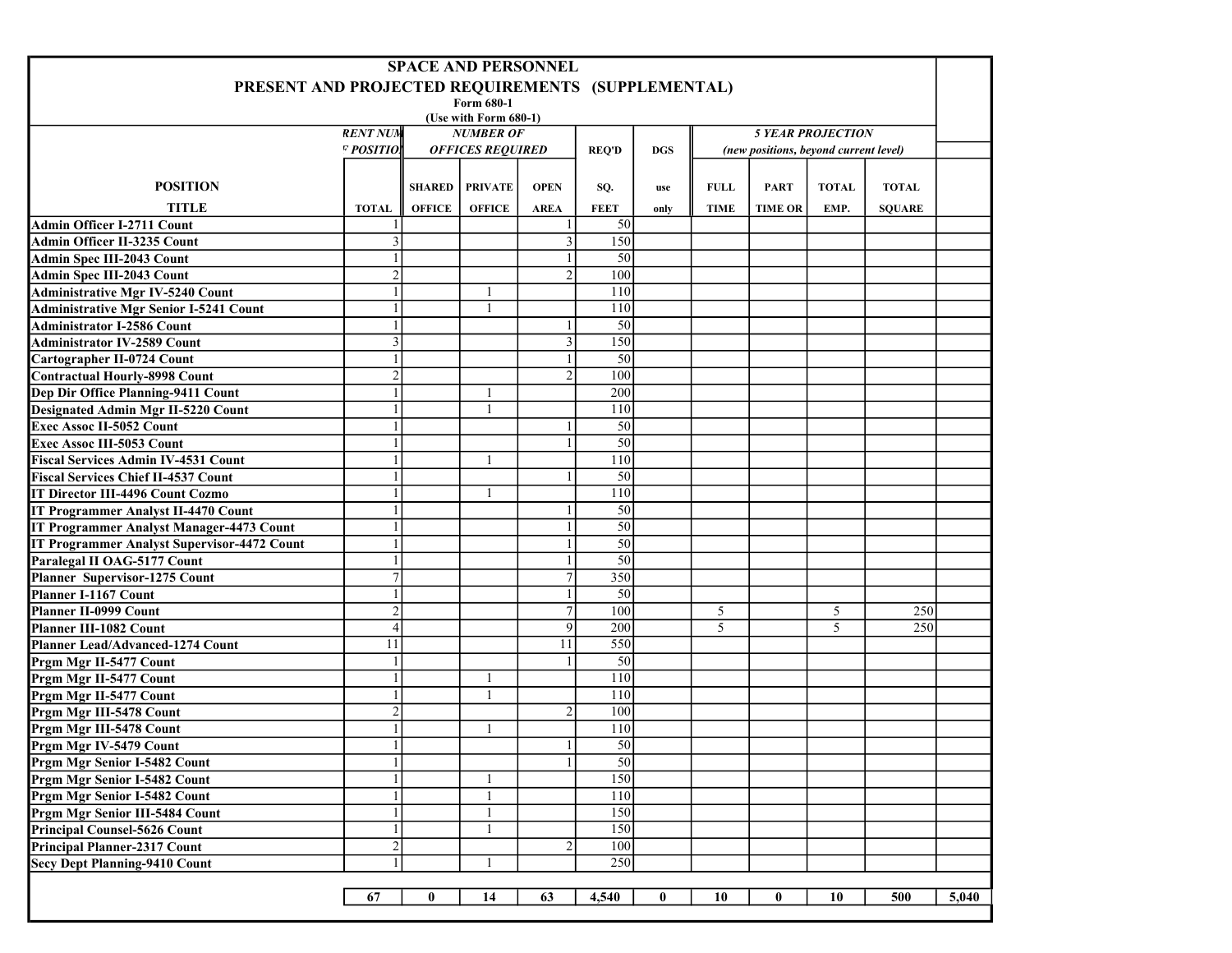# SPACE AND PERSONNEL

## PRESENT AND PROJECTED REQUIREMENTS (SUPPLEMENTAL)

**Form 680-1**

**(Use with Form 680-1)**

| POSITION TITLE | RENT NUM OF POSITIO TOTAL | NUMBER OF OFFICES REQUIRED SHARED OFFICE | PRIVATE OFFICE | OPEN AREA | REQ'D SQ. FEET | DGS use only | 5 YEAR PROJECTION (new positions, beyond current level) FULL TIME | PART TIME OR | TOTAL EMP. | TOTAL SQUARE | |
|---|---|---|---|---|---|---|---|---|---|---|---|
| Admin Officer I-2711 Count | 1 | | | 1 | 50 | | | | | | |
| Admin Officer II-3235 Count | 3 | | | 3 | 150 | | | | | | |
| Admin Spec III-2043 Count | 1 | | | 1 | 50 | | | | | | |
| Admin Spec III-2043 Count | 2 | | | 2 | 100 | | | | | | |
| Administrative Mgr IV-5240 Count | 1 | | 1 | | 110 | | | | | | |
| Administrative Mgr Senior I-5241 Count | 1 | | 1 | | 110 | | | | | | |
| Administrator I-2586 Count | 1 | | | 1 | 50 | | | | | | |
| Administrator IV-2589 Count | 3 | | | 3 | 150 | | | | | | |
| Cartographer II-0724 Count | 1 | | | 1 | 50 | | | | | | |
| Contractual Hourly-8998 Count | 2 | | | 2 | 100 | | | | | | |
| Dep Dir Office Planning-9411 Count | 1 | | 1 | | 200 | | | | | | |
| Designated Admin Mgr II-5220 Count | 1 | | 1 | | 110 | | | | | | |
| Exec Assoc II-5052 Count | 1 | | | 1 | 50 | | | | | | |
| Exec Assoc III-5053 Count | 1 | | | 1 | 50 | | | | | | |
| Fiscal Services Admin IV-4531 Count | 1 | | 1 | | 110 | | | | | | |
| Fiscal Services Chief II-4537 Count | 1 | | | 1 | 50 | | | | | | |
| IT Director III-4496 Count Cozmo | 1 | | 1 | | 110 | | | | | | |
| IT Programmer Analyst II-4470 Count | 1 | | | 1 | 50 | | | | | | |
| IT Programmer Analyst Manager-4473 Count | 1 | | | 1 | 50 | | | | | | |
| IT Programmer Analyst Supervisor-4472 Count | 1 | | | 1 | 50 | | | | | | |
| Paralegal II OAG-5177 Count | 1 | | | 1 | 50 | | | | | | |
| Planner Supervisor-1275 Count | 7 | | | 7 | 350 | | | | | | |
| Planner I-1167 Count | 1 | | | 1 | 50 | | | | | | |
| Planner II-0999 Count | 2 | | | 7 | 100 | | 5 | | 5 | 250 | |
| Planner III-1082 Count | 4 | | | 9 | 200 | | 5 | | 5 | 250 | |
| Planner Lead/Advanced-1274 Count | 11 | | | 11 | 550 | | | | | | |
| Prgm Mgr II-5477 Count | 1 | | | 1 | 50 | | | | | | |
| Prgm Mgr II-5477 Count | 1 | | 1 | | 110 | | | | | | |
| Prgm Mgr II-5477 Count | 1 | | 1 | | 110 | | | | | | |
| Prgm Mgr III-5478 Count | 2 | | | 2 | 100 | | | | | | |
| Prgm Mgr III-5478 Count | 1 | | 1 | | 110 | | | | | | |
| Prgm Mgr IV-5479 Count | 1 | | | 1 | 50 | | | | | | |
| Prgm Mgr Senior I-5482 Count | 1 | | | 1 | 50 | | | | | | |
| Prgm Mgr Senior I-5482 Count | 1 | | 1 | | 150 | | | | | | |
| Prgm Mgr Senior I-5482 Count | 1 | | 1 | | 110 | | | | | | |
| Prgm Mgr Senior III-5484 Count | 1 | | 1 | | 150 | | | | | | |
| Principal Counsel-5626 Count | 1 | | 1 | | 150 | | | | | | |
| Principal Planner-2317 Count | 2 | | | 2 | 100 | | | | | | |
| Secy Dept Planning-9410 Count | 1 | | 1 | | 250 | | | | | | |
| | **67** | **0** | **14** | **63** | **4,540** | **0** | **10** | **0** | **10** | **500** | **5,040** |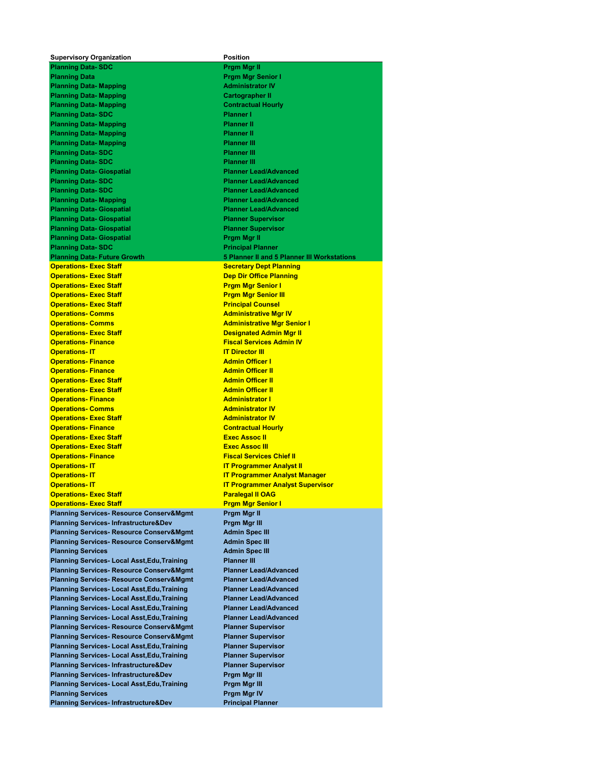| Supervisory Organization | Position |
|---|---|
| Planning Data- SDC | Prgm Mgr II |
| Planning Data | Prgm Mgr Senior I |
| Planning Data- Mapping | Administrator IV |
| Planning Data- Mapping | Cartographer II |
| Planning Data- Mapping | Contractual Hourly |
| Planning Data- SDC | Planner I |
| Planning Data- Mapping | Planner II |
| Planning Data- Mapping | Planner II |
| Planning Data- Mapping | Planner III |
| Planning Data- SDC | Planner III |
| Planning Data- SDC | Planner III |
| Planning Data- Giospatial | Planner Lead/Advanced |
| Planning Data- SDC | Planner Lead/Advanced |
| Planning Data- SDC | Planner Lead/Advanced |
| Planning Data- Mapping | Planner Lead/Advanced |
| Planning Data- Giospatial | Planner Lead/Advanced |
| Planning Data- Giospatial | Planner Supervisor |
| Planning Data- Giospatial | Planner Supervisor |
| Planning Data- Giospatial | Prgm Mgr II |
| Planning Data- SDC | Principal Planner |
| Planning Data- Future Growth | 5 Planner II and 5 Planner III Workstations |
| Operations- Exec Staff | Secretary Dept Planning |
| Operations- Exec Staff | Dep Dir Office Planning |
| Operations- Exec Staff | Prgm Mgr Senior I |
| Operations- Exec Staff | Prgm Mgr Senior III |
| Operations- Exec Staff | Principal Counsel |
| Operations- Comms | Administrative Mgr IV |
| Operations- Comms | Administrative Mgr Senior I |
| Operations- Exec Staff | Designated Admin Mgr II |
| Operations- Finance | Fiscal Services Admin IV |
| Operations- IT | IT Director III |
| Operations- Finance | Admin Officer I |
| Operations- Finance | Admin Officer II |
| Operations- Exec Staff | Admin Officer II |
| Operations- Exec Staff | Admin Officer II |
| Operations- Finance | Administrator I |
| Operations- Comms | Administrator IV |
| Operations- Exec Staff | Administrator IV |
| Operations- Finance | Contractual Hourly |
| Operations- Exec Staff | Exec Assoc II |
| Operations- Exec Staff | Exec Assoc III |
| Operations- Finance | Fiscal Services Chief II |
| Operations- IT | IT Programmer Analyst II |
| Operations- IT | IT Programmer Analyst Manager |
| Operations- IT | IT Programmer Analyst Supervisor |
| Operations- Exec Staff | Paralegal II OAG |
| Operations- Exec Staff | Prgm Mgr Senior I |
| Planning Services- Resource Conserv&Mgmt | Prgm Mgr II |
| Planning Services- Infrastructure&Dev | Prgm Mgr III |
| Planning Services- Resource Conserv&Mgmt | Admin Spec III |
| Planning Services- Resource Conserv&Mgmt | Admin Spec III |
| Planning Services | Admin Spec III |
| Planning Services- Local Asst,Edu,Training | Planner III |
| Planning Services- Resource Conserv&Mgmt | Planner Lead/Advanced |
| Planning Services- Resource Conserv&Mgmt | Planner Lead/Advanced |
| Planning Services- Local Asst,Edu,Training | Planner Lead/Advanced |
| Planning Services- Local Asst,Edu,Training | Planner Lead/Advanced |
| Planning Services- Local Asst,Edu,Training | Planner Lead/Advanced |
| Planning Services- Local Asst,Edu,Training | Planner Lead/Advanced |
| Planning Services- Resource Conserv&Mgmt | Planner Supervisor |
| Planning Services- Resource Conserv&Mgmt | Planner Supervisor |
| Planning Services- Local Asst,Edu,Training | Planner Supervisor |
| Planning Services- Local Asst,Edu,Training | Planner Supervisor |
| Planning Services- Infrastructure&Dev | Planner Supervisor |
| Planning Services- Infrastructure&Dev | Prgm Mgr III |
| Planning Services- Local Asst,Edu,Training | Prgm Mgr III |
| Planning Services | Prgm Mgr IV |
| Planning Services- Infrastructure&Dev | Principal Planner |